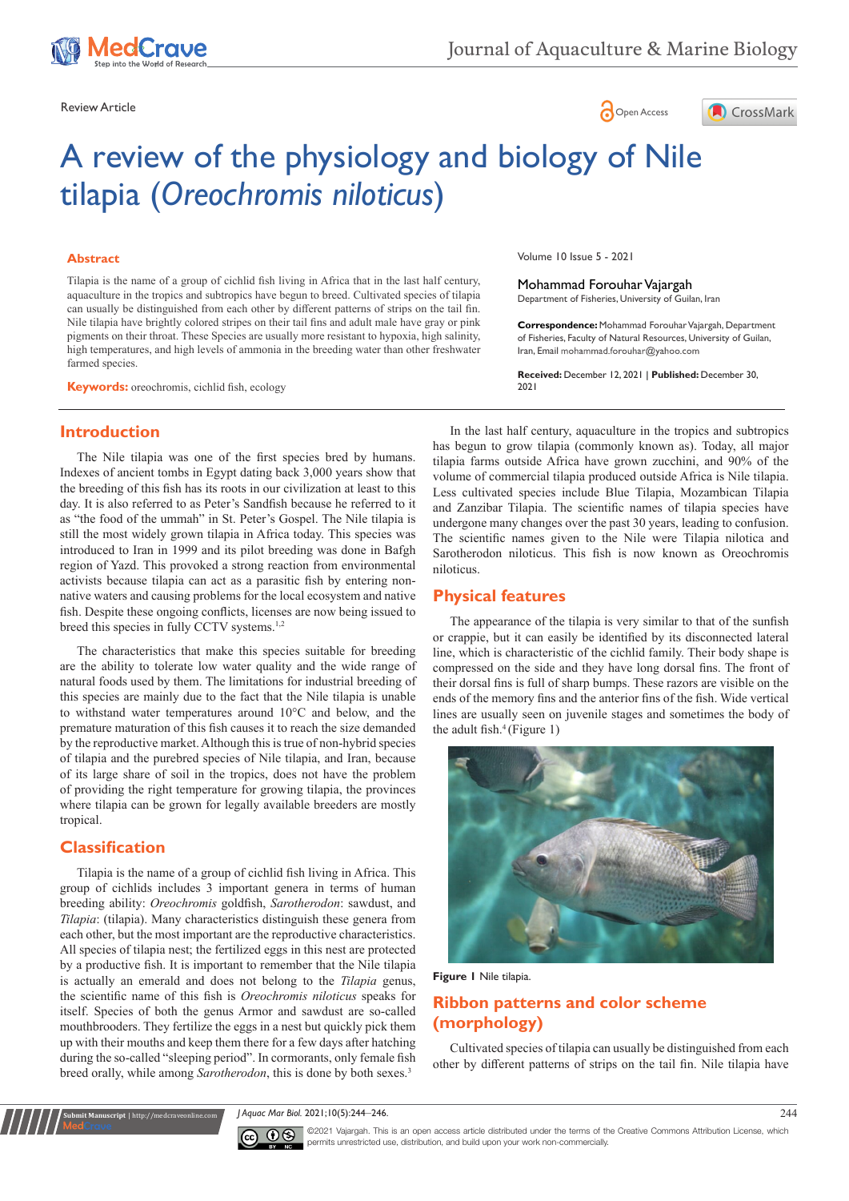Review Article

# A review of the physiology and biology of Nile tilapia (*Oreochromis niloticus*)

## Abstract

Tilapia is the name of a group of cichlid fish living in Africa that in the last half century, aquaculture in the tropics and subtropics have begun to breed. Cultivated species of tilapia can usually be distinguished from each other by different patterns of strips on the tail fin. Nile tilapia have brightly colored stripes on their tail fins and adult male have gray or pink pigments on their throat. These Species are usually more resistant to hypoxia, high salinity, high temperatures, and high levels of ammonia in the breeding water than other freshwater farmed species.

**Keywords:** oreochromis, cichlid fish, ecology

Volume 10 Issue 5 - 2021

Mohammad Forouhar Vajargah

Department of Fisheries, University of Guilan, Iran

**Correspondence:** Mohammad Forouhar Vajargah, Department of Fisheries, Faculty of Natural Resources, University of Guilan, Iran, Email mohammad.forouhar@yahoo.com

**Received:** December 12, 2021 | **Published:** December 30, 2021

## Introduction

The Nile tilapia was one of the first species bred by humans. Indexes of ancient tombs in Egypt dating back 3,000 years show that the breeding of this fish has its roots in our civilization at least to this day. It is also referred to as Peter's Sandfish because he referred to it as "the food of the ummah" in St. Peter's Gospel. The Nile tilapia is still the most widely grown tilapia in Africa today. This species was introduced to Iran in 1999 and its pilot breeding was done in Bafgh region of Yazd. This provoked a strong reaction from environmental activists because tilapia can act as a parasitic fish by entering non-native waters and causing problems for the local ecosystem and native fish. Despite these ongoing conflicts, licenses are now being issued to breed this species in fully CCTV systems.[1,2]

The characteristics that make this species suitable for breeding are the ability to tolerate low water quality and the wide range of natural foods used by them. The limitations for industrial breeding of this species are mainly due to the fact that the Nile tilapia is unable to withstand water temperatures around 10°C and below, and the premature maturation of this fish causes it to reach the size demanded by the reproductive market. Although this is true of non-hybrid species of tilapia and the purebred species of Nile tilapia, and Iran, because of its large share of soil in the tropics, does not have the problem of providing the right temperature for growing tilapia, the provinces where tilapia can be grown for legally available breeders are mostly tropical.

## Classification

Tilapia is the name of a group of cichlid fish living in Africa. This group of cichlids includes 3 important genera in terms of human breeding ability: *Oreochromis* goldfish, *Sarotherodon*: sawdust, and *Tilapia*: (tilapia). Many characteristics distinguish these genera from each other, but the most important are the reproductive characteristics. All species of tilapia nest; the fertilized eggs in this nest are protected by a productive fish. It is important to remember that the Nile tilapia is actually an emerald and does not belong to the *Tilapia* genus, the scientific name of this fish is *Oreochromis niloticus* speaks for itself. Species of both the genus Armor and sawdust are so-called mouthbrooders. They fertilize the eggs in a nest but quickly pick them up with their mouths and keep them there for a few days after hatching during the so-called "sleeping period". In cormorants, only female fish breed orally, while among *Sarotherodon*, this is done by both sexes.[3]

In the last half century, aquaculture in the tropics and subtropics has begun to grow tilapia (commonly known as). Today, all major tilapia farms outside Africa have grown zucchini, and 90% of the volume of commercial tilapia produced outside Africa is Nile tilapia. Less cultivated species include Blue Tilapia, Mozambican Tilapia and Zanzibar Tilapia. The scientific names of tilapia species have undergone many changes over the past 30 years, leading to confusion. The scientific names given to the Nile were Tilapia nilotica and Sarotherodon niloticus. This fish is now known as Oreochromis niloticus.

## Physical features

The appearance of the tilapia is very similar to that of the sunfish or crappie, but it can easily be identified by its disconnected lateral line, which is characteristic of the cichlid family. Their body shape is compressed on the side and they have long dorsal fins. The front of their dorsal fins is full of sharp bumps. These razors are visible on the ends of the memory fins and the anterior fins of the fish. Wide vertical lines are usually seen on juvenile stages and sometimes the body of the adult fish.[4] (Figure 1)

Figure 1 Nile tilapia.

## Ribbon patterns and color scheme (morphology)

Cultivated species of tilapia can usually be distinguished from each other by different patterns of strips on the tail fin. Nile tilapia have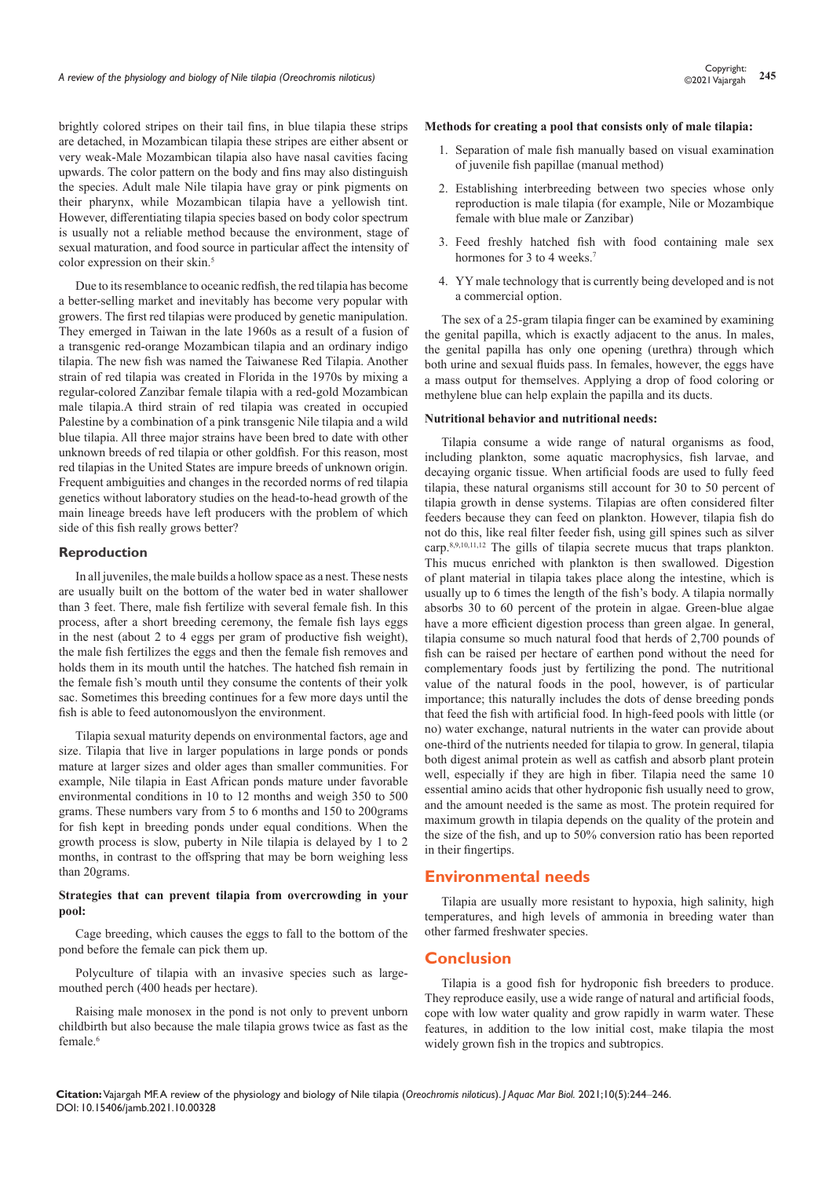brightly colored stripes on their tail fins, in blue tilapia these strips are detached, in Mozambican tilapia these stripes are either absent or very weak-Male Mozambican tilapia also have nasal cavities facing upwards. The color pattern on the body and fins may also distinguish the species. Adult male Nile tilapia have gray or pink pigments on their pharynx, while Mozambican tilapia have a yellowish tint. However, differentiating tilapia species based on body color spectrum is usually not a reliable method because the environment, stage of sexual maturation, and food source in particular affect the intensity of color expression on their skin.[5]

Due to its resemblance to oceanic redfish, the red tilapia has become a better-selling market and inevitably has become very popular with growers. The first red tilapias were produced by genetic manipulation. They emerged in Taiwan in the late 1960s as a result of a fusion of a transgenic red-orange Mozambican tilapia and an ordinary indigo tilapia. The new fish was named the Taiwanese Red Tilapia. Another strain of red tilapia was created in Florida in the 1970s by mixing a regular-colored Zanzibar female tilapia with a red-gold Mozambican male tilapia.A third strain of red tilapia was created in occupied Palestine by a combination of a pink transgenic Nile tilapia and a wild blue tilapia. All three major strains have been bred to date with other unknown breeds of red tilapia or other goldfish. For this reason, most red tilapias in the United States are impure breeds of unknown origin. Frequent ambiguities and changes in the recorded norms of red tilapia genetics without laboratory studies on the head-to-head growth of the main lineage breeds have left producers with the problem of which side of this fish really grows better?

## Reproduction

In all juveniles, the male builds a hollow space as a nest. These nests are usually built on the bottom of the water bed in water shallower than 3 feet. There, male fish fertilize with several female fish. In this process, after a short breeding ceremony, the female fish lays eggs in the nest (about 2 to 4 eggs per gram of productive fish weight), the male fish fertilizes the eggs and then the female fish removes and holds them in its mouth until the hatches. The hatched fish remain in the female fish's mouth until they consume the contents of their yolk sac. Sometimes this breeding continues for a few more days until the fish is able to feed autonomouslyon the environment.

Tilapia sexual maturity depends on environmental factors, age and size. Tilapia that live in larger populations in large ponds or ponds mature at larger sizes and older ages than smaller communities. For example, Nile tilapia in East African ponds mature under favorable environmental conditions in 10 to 12 months and weigh 350 to 500 grams. These numbers vary from 5 to 6 months and 150 to 200grams for fish kept in breeding ponds under equal conditions. When the growth process is slow, puberty in Nile tilapia is delayed by 1 to 2 months, in contrast to the offspring that may be born weighing less than 20grams.

### Strategies that can prevent tilapia from overcrowding in your pool:

Cage breeding, which causes the eggs to fall to the bottom of the pond before the female can pick them up.

Polyculture of tilapia with an invasive species such as large-mouthed perch (400 heads per hectare).

Raising male monosex in the pond is not only to prevent unborn childbirth but also because the male tilapia grows twice as fast as the female.[6]

### Methods for creating a pool that consists only of male tilapia:

1. Separation of male fish manually based on visual examination of juvenile fish papillae (manual method)
2. Establishing interbreeding between two species whose only reproduction is male tilapia (for example, Nile or Mozambique female with blue male or Zanzibar)
3. Feed freshly hatched fish with food containing male sex hormones for 3 to 4 weeks.[7]
4. YY male technology that is currently being developed and is not a commercial option.

The sex of a 25-gram tilapia finger can be examined by examining the genital papilla, which is exactly adjacent to the anus. In males, the genital papilla has only one opening (urethra) through which both urine and sexual fluids pass. In females, however, the eggs have a mass output for themselves. Applying a drop of food coloring or methylene blue can help explain the papilla and its ducts.

### Nutritional behavior and nutritional needs:

Tilapia consume a wide range of natural organisms as food, including plankton, some aquatic macrophysics, fish larvae, and decaying organic tissue. When artificial foods are used to fully feed tilapia, these natural organisms still account for 30 to 50 percent of tilapia growth in dense systems. Tilapias are often considered filter feeders because they can feed on plankton. However, tilapia fish do not do this, like real filter feeder fish, using gill spines such as silver carp.[8,9,10,11,12] The gills of tilapia secrete mucus that traps plankton. This mucus enriched with plankton is then swallowed. Digestion of plant material in tilapia takes place along the intestine, which is usually up to 6 times the length of the fish's body. A tilapia normally absorbs 30 to 60 percent of the protein in algae. Green-blue algae have a more efficient digestion process than green algae. In general, tilapia consume so much natural food that herds of 2,700 pounds of fish can be raised per hectare of earthen pond without the need for complementary foods just by fertilizing the pond. The nutritional value of the natural foods in the pool, however, is of particular importance; this naturally includes the dots of dense breeding ponds that feed the fish with artificial food. In high-feed pools with little (or no) water exchange, natural nutrients in the water can provide about one-third of the nutrients needed for tilapia to grow. In general, tilapia both digest animal protein as well as catfish and absorb plant protein well, especially if they are high in fiber. Tilapia need the same 10 essential amino acids that other hydroponic fish usually need to grow, and the amount needed is the same as most. The protein required for maximum growth in tilapia depends on the quality of the protein and the size of the fish, and up to 50% conversion ratio has been reported in their fingertips.

## Environmental needs

Tilapia are usually more resistant to hypoxia, high salinity, high temperatures, and high levels of ammonia in breeding water than other farmed freshwater species.

## Conclusion

Tilapia is a good fish for hydroponic fish breeders to produce. They reproduce easily, use a wide range of natural and artificial foods, cope with low water quality and grow rapidly in warm water. These features, in addition to the low initial cost, make tilapia the most widely grown fish in the tropics and subtropics.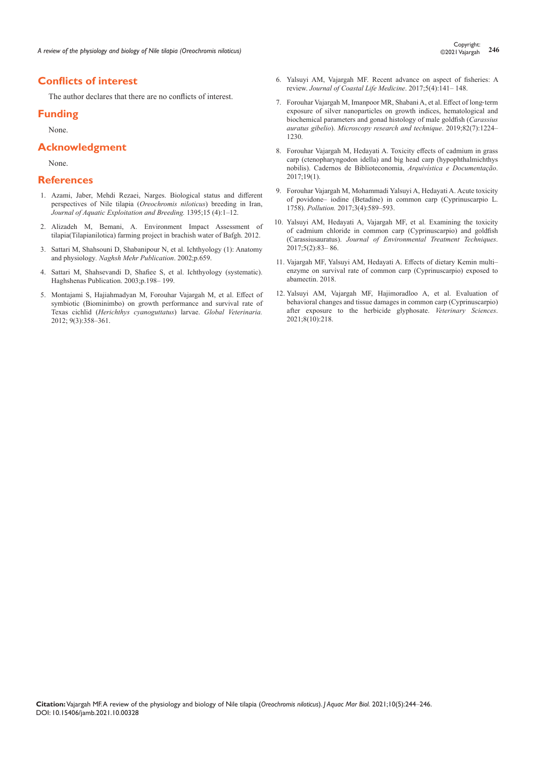## Conflicts of interest

The author declares that there are no conflicts of interest.

## Funding

None.

## Acknowledgment

None.

## References

1. Azami, Jaber, Mehdi Rezaei, Narges. Biological status and different perspectives of Nile tilapia (*Oreochromis niloticus*) breeding in Iran, *Journal of Aquatic Exploitation and Breeding.* 1395;15 (4):1–12.
2. Alizadeh M, Bemani, A. Environment Impact Assessment of tilapia(Tilapianilotica) farming project in brachish water of Bafgh. 2012.
3. Sattari M, Shahsouni D, Shabanipour N, et al. Ichthyology (1): Anatomy and physiology. *Naghsh Mehr Publication*. 2002;p.659.
4. Sattari M, Shahsevandi D, Shafiee S, et al. Ichthyology (systematic). Haghshenas Publication. 2003;p.198– 199.
5. Montajami S, Hajiahmadyan M, Forouhar Vajargah M, et al. Effect of symbiotic (Biominimbo) on growth performance and survival rate of Texas cichlid (*Herichthys cyanoguttatus*) larvae. *Global Veterinaria.* 2012; 9(3):358–361.
6. Yalsuyi AM, Vajargah MF. Recent advance on aspect of fisheries: A review. *Journal of Coastal Life Medicine*. 2017;5(4):141– 148.
7. Forouhar Vajargah M, Imanpoor MR, Shabani A, et al. Effect of long-term exposure of silver nanoparticles on growth indices, hematological and biochemical parameters and gonad histology of male goldfish (*Carassius auratus gibelio*). *Microscopy research and technique*. 2019;82(7):1224–1230.
8. Forouhar Vajargah M, Hedayati A. Toxicity effects of cadmium in grass carp (ctenopharyngodon idella) and big head carp (hypophthalmichthys nobilis). Cadernos de Biblioteconomia, *Arquivística e Documentação*. 2017;19(1).
9. Forouhar Vajargah M, Mohammadi Yalsuyi A, Hedayati A. Acute toxicity of povidone– iodine (Betadine) in common carp (Cyprinuscarpio L. 1758). *Pollution.* 2017;3(4):589–593.
10. Yalsuyi AM, Hedayati A, Vajargah MF, et al. Examining the toxicity of cadmium chloride in common carp (Cyprinuscarpio) and goldfish (Carassiusauratus). *Journal of Environmental Treatment Techniques*. 2017;5(2):83– 86.
11. Vajargah MF, Yalsuyi AM, Hedayati A. Effects of dietary Kemin multi–enzyme on survival rate of common carp (Cyprinuscarpio) exposed to abamectin. 2018.
12. Yalsuyi AM, Vajargah MF, Hajimoradloo A, et al. Evaluation of behavioral changes and tissue damages in common carp (Cyprinuscarpio) after exposure to the herbicide glyphosate. *Veterinary Sciences*. 2021;8(10):218.